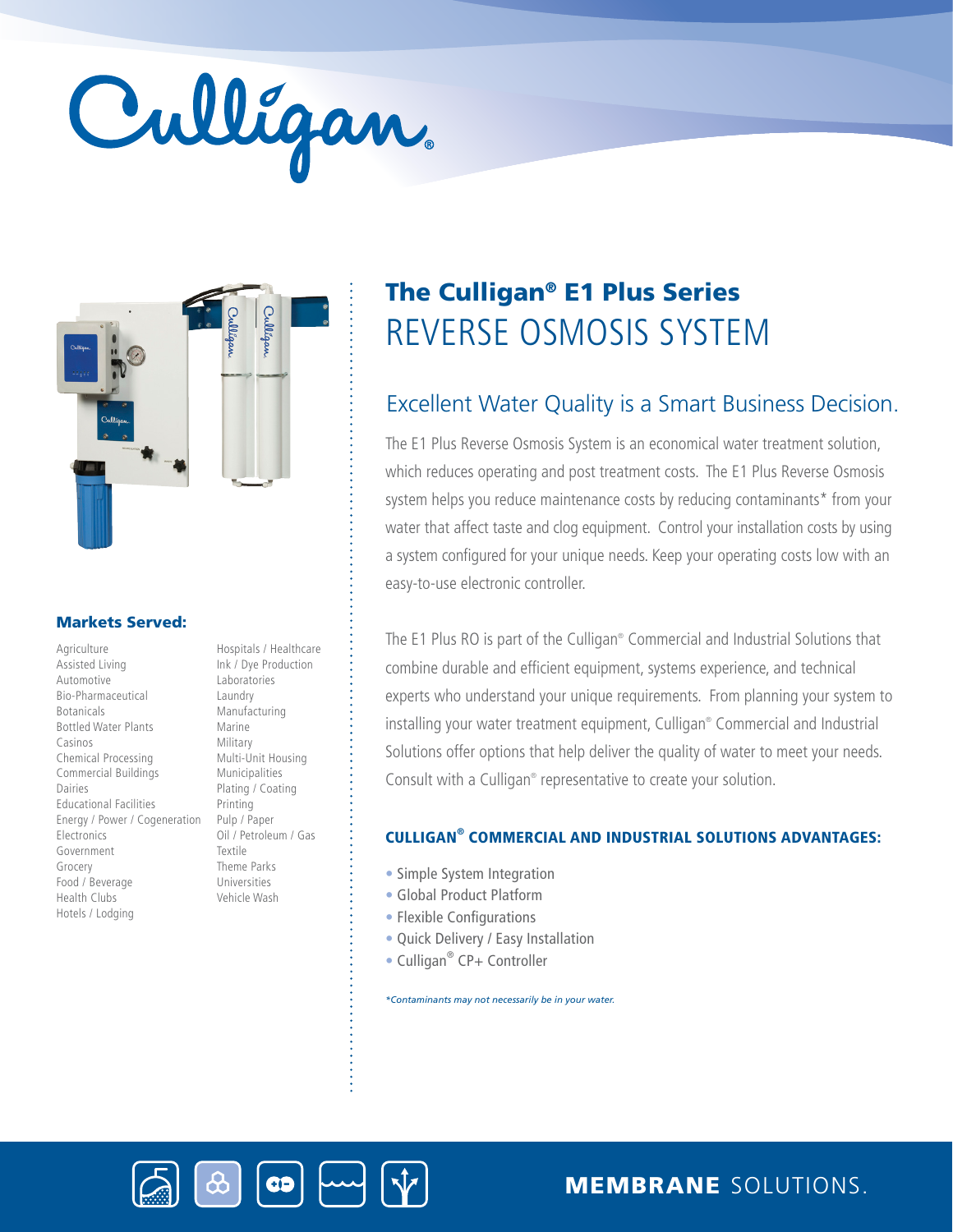Culligan®

# The Culligan® E1 Plus Series

# REVERSE OSMOSIS SYSTEM

## Excellent Water Quality is a Smart Business Decision.

The E1 Plus Reverse Osmosis System is an economical water treatment solution, which reduces operating and post treatment costs. The E1 Plus Reverse Osmosis system helps you reduce maintenance costs by reducing contaminants* from your water that affect taste and clog equipment. Control your installation costs by using a system configured for your unique needs. Keep your operating costs low with an easy-to-use electronic controller.

The E1 Plus RO is part of the Culligan® Commercial and Industrial Solutions that combine durable and efficient equipment, systems experience, and technical experts who understand your unique requirements. From planning your system to installing your water treatment equipment, Culligan® Commercial and Industrial Solutions offer options that help deliver the quality of water to meet your needs. Consult with a Culligan® representative to create your solution.

### CULLIGAN® COMMERCIAL AND INDUSTRIAL SOLUTIONS ADVANTAGES:

- Simple System Integration
- Global Product Platform
- Flexible Configurations
- Quick Delivery / Easy Installation
- Culligan® CP+ Controller

*\*Contaminants may not necessarily be in your water.*

### Markets Served:

- Agriculture
- Assisted Living
- Automotive
- Bio-Pharmaceutical
- Botanicals
- Bottled Water Plants
- Casinos
- Chemical Processing
- Commercial Buildings
- Dairies
- Educational Facilities
- Energy / Power / Cogeneration
- Electronics
- Government
- Grocery
- Food / Beverage
- Health Clubs
- Hotels / Lodging
- Hospitals / Healthcare
- Ink / Dye Production
- Laboratories
- Laundry
- Manufacturing
- Marine
- Military
- Multi-Unit Housing
- Municipalities
- Plating / Coating
- Printing
- Pulp / Paper
- Oil / Petroleum / Gas
- Textile
- Theme Parks
- Universities
- Vehicle Wash

**MEMBRANE** SOLUTIONS.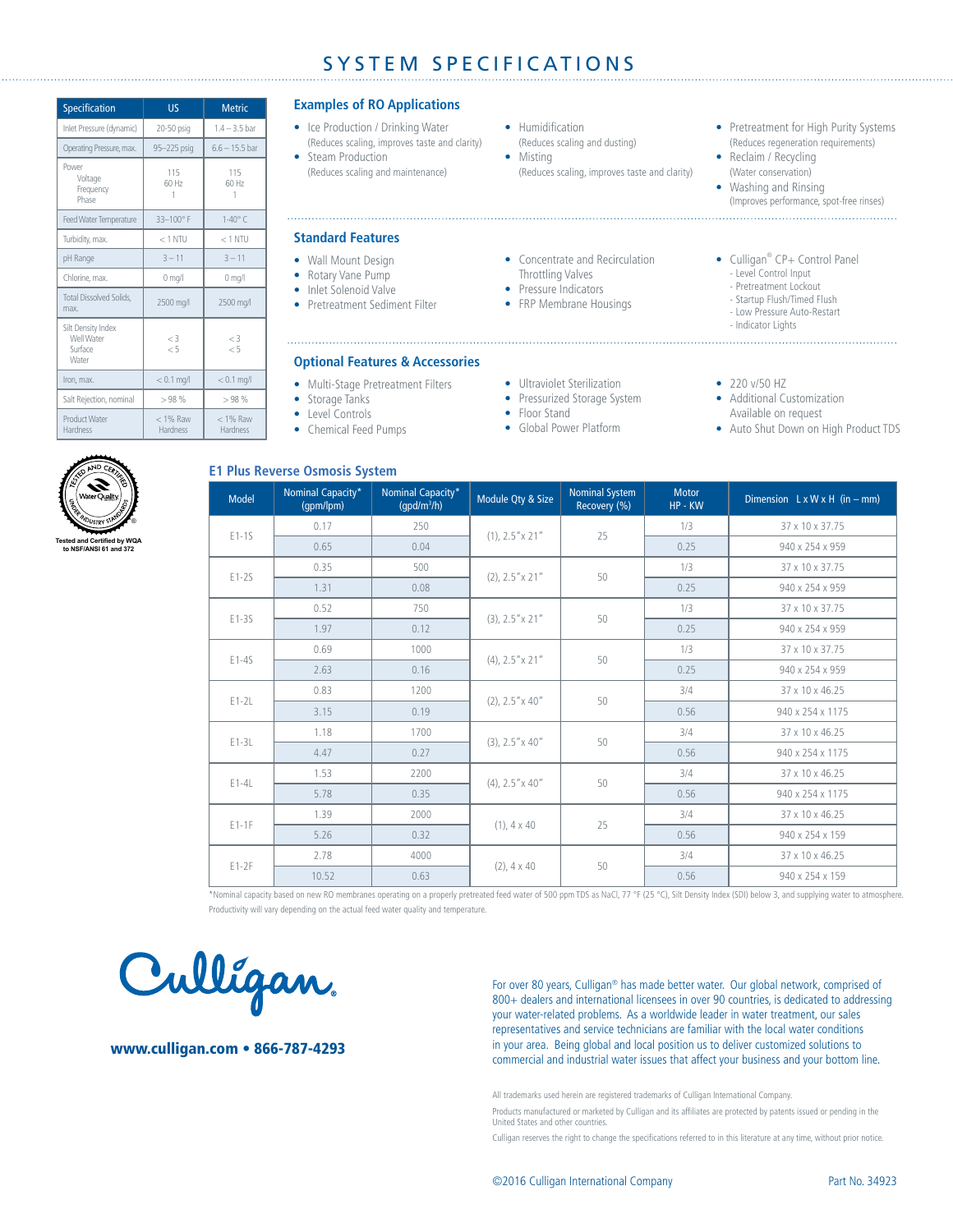# SYSTEM SPECIFICATIONS

| Specification | US | Metric |
|---|---|---|
| Inlet Pressure (dynamic) | 20-50 psig | 1.4 – 3.5 bar |
| Operating Pressure, max. | 95–225 psig | 6.6 – 15.5 bar |
| Power<br>Voltage<br>Frequency<br>Phase | 115<br>60 Hz<br>1 | 115<br>60 Hz<br>1 |
| Feed Water Temperature | 33–100° F | 1-40° C |
| Turbidity, max. | < 1 NTU | < 1 NTU |
| pH Range | 3 – 11 | 3 – 11 |
| Chlorine, max. | 0 mg/l | 0 mg/l |
| Total Dissolved Solids, max. | 2500 mg/l | 2500 mg/l |
| Silt Density Index<br>Well Water<br>Surface Water | <br>< 3<br>< 5 | <br>< 3<br>< 5 |
| Iron, max. | < 0.1 mg/l | < 0.1 mg/l |
| Salt Rejection, nominal | > 98 % | > 98 % |
| Product Water Hardness | < 1% Raw Hardness | < 1% Raw Hardness |

Tested and Certified by WQA to NSF/ANSI 61 and 372

## Examples of RO Applications

- Ice Production / Drinking Water (Reduces scaling, improves taste and clarity)
- Steam Production (Reduces scaling and maintenance)
- Humidification (Reduces scaling and dusting)
- Misting (Reduces scaling, improves taste and clarity)
- Pretreatment for High Purity Systems (Reduces regeneration requirements)
- Reclaim / Recycling (Water conservation)
- Washing and Rinsing (Improves performance, spot-free rinses)

## Standard Features

- Wall Mount Design
- Rotary Vane Pump
- Inlet Solenoid Valve
- Pretreatment Sediment Filter
- Concentrate and Recirculation Throttling Valves
- Pressure Indicators
- FRP Membrane Housings
- Culligan® CP+ Control Panel
  - Level Control Input
  - Pretreatment Lockout
  - Startup Flush/Timed Flush
  - Low Pressure Auto-Restart
  - Indicator Lights

## Optional Features & Accessories

- Multi-Stage Pretreatment Filters
- Storage Tanks
- Level Controls
- Chemical Feed Pumps
- Ultraviolet Sterilization
- Pressurized Storage System
- Floor Stand
- Global Power Platform
- 220 v/50 HZ
- Additional Customization Available on request
- Auto Shut Down on High Product TDS

## E1 Plus Reverse Osmosis System

| Model | Nominal Capacity* (gpm/lpm) | Nominal Capacity* (gpd/m³/h) | Module Qty & Size | Nominal System Recovery (%) | Motor HP - KW | Dimension L x W x H (in – mm) |
|---|---|---|---|---|---|---|
| E1-1S | 0.17 | 250 | (1), 2.5"x 21" | 25 | 1/3 | 37 x 10 x 37.75 |
| | 0.65 | 0.04 | | | 0.25 | 940 x 254 x 959 |
| E1-2S | 0.35 | 500 | (2), 2.5"x 21" | 50 | 1/3 | 37 x 10 x 37.75 |
| | 1.31 | 0.08 | | | 0.25 | 940 x 254 x 959 |
| E1-3S | 0.52 | 750 | (3), 2.5"x 21" | 50 | 1/3 | 37 x 10 x 37.75 |
| | 1.97 | 0.12 | | | 0.25 | 940 x 254 x 959 |
| E1-4S | 0.69 | 1000 | (4), 2.5"x 21" | 50 | 1/3 | 37 x 10 x 37.75 |
| | 2.63 | 0.16 | | | 0.25 | 940 x 254 x 959 |
| E1-2L | 0.83 | 1200 | (2), 2.5"x 40" | 50 | 3/4 | 37 x 10 x 46.25 |
| | 3.15 | 0.19 | | | 0.56 | 940 x 254 x 1175 |
| E1-3L | 1.18 | 1700 | (3), 2.5"x 40" | 50 | 3/4 | 37 x 10 x 46.25 |
| | 4.47 | 0.27 | | | 0.56 | 940 x 254 x 1175 |
| E1-4L | 1.53 | 2200 | (4), 2.5"x 40" | 50 | 3/4 | 37 x 10 x 46.25 |
| | 5.78 | 0.35 | | | 0.56 | 940 x 254 x 1175 |
| E1-1F | 1.39 | 2000 | (1), 4 x 40 | 25 | 3/4 | 37 x 10 x 46.25 |
| | 5.26 | 0.32 | | | 0.56 | 940 x 254 x 159 |
| E1-2F | 2.78 | 4000 | (2), 4 x 40 | 50 | 3/4 | 37 x 10 x 46.25 |
| | 10.52 | 0.63 | | | 0.56 | 940 x 254 x 159 |

*Nominal capacity based on new RO membranes operating on a properly pretreated feed water of 500 ppm TDS as NaCl, 77 °F (25 °C), Silt Density Index (SDI) below 3, and supplying water to atmosphere. Productivity will vary depending on the actual feed water quality and temperature.

Culligan

**www.culligan.com • 866-787-4293**

For over 80 years, Culligan® has made better water. Our global network, comprised of 800+ dealers and international licensees in over 90 countries, is dedicated to addressing your water-related problems. As a worldwide leader in water treatment, our sales representatives and service technicians are familiar with the local water conditions in your area. Being global and local position us to deliver customized solutions to commercial and industrial water issues that affect your business and your bottom line.

All trademarks used herein are registered trademarks of Culligan International Company.

Products manufactured or marketed by Culligan and its affiliates are protected by patents issued or pending in the United States and other countries.

Culligan reserves the right to change the specifications referred to in this literature at any time, without prior notice.

©2016 Culligan International Company

Part No. 34923